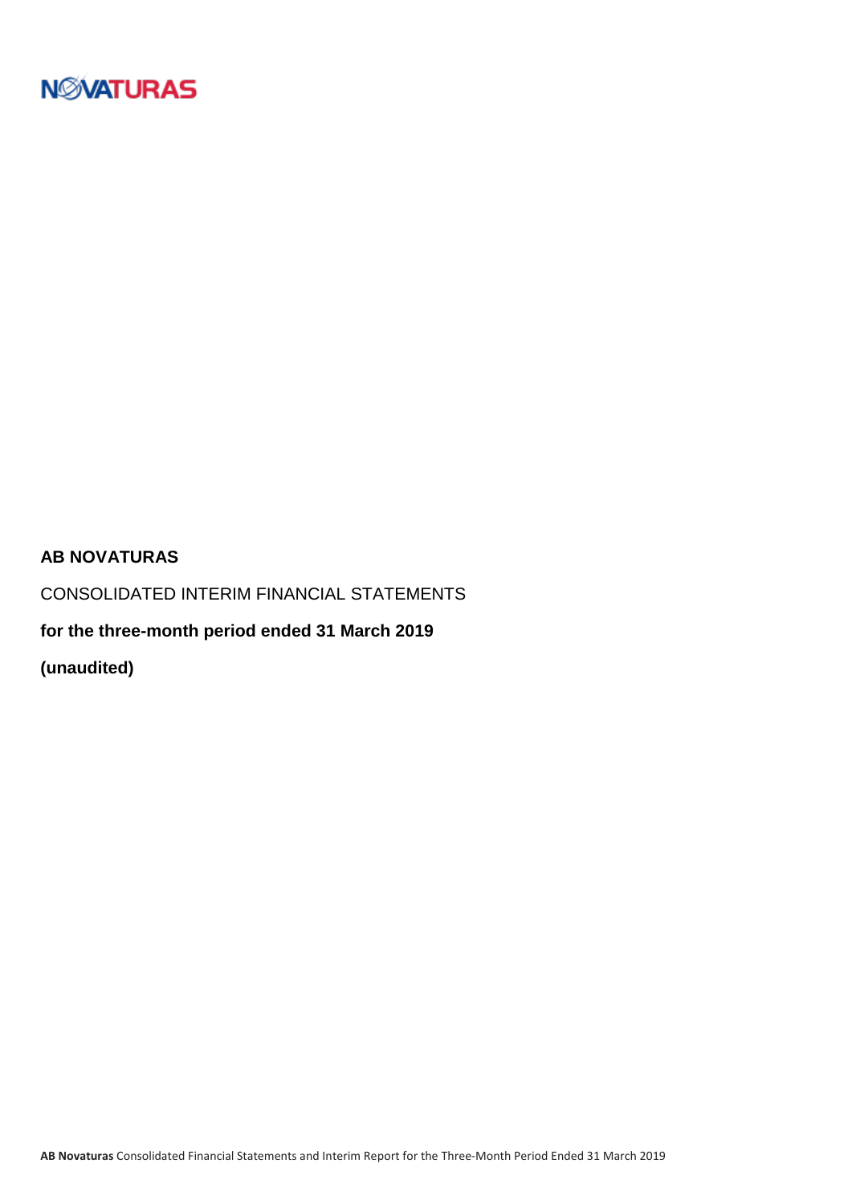NOVATURAS

# AB NOVATURAS

CONSOLIDATED INTERIM FINANCIAL STATEMENTS

**for the three-month period ended 31 March 2019**

**(unaudited)**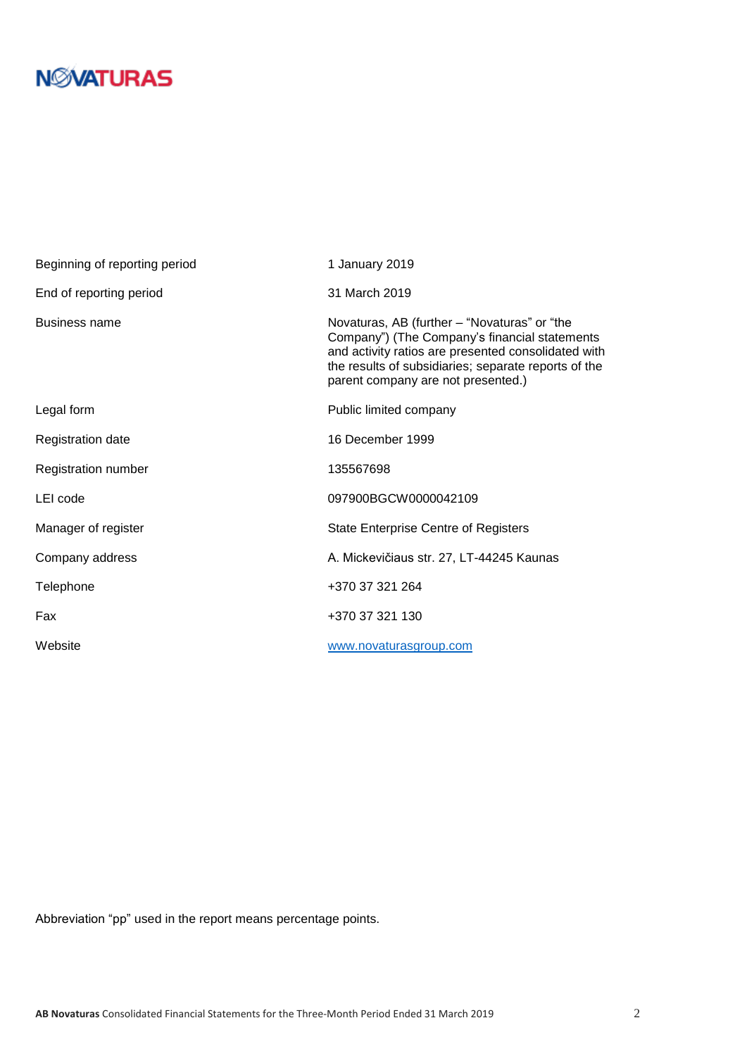| | |
|---|---|
| Beginning of reporting period | 1 January 2019 |
| End of reporting period | 31 March 2019 |
| Business name | Novaturas, AB (further – "Novaturas" or "the Company") (The Company's financial statements and activity ratios are presented consolidated with the results of subsidiaries; separate reports of the parent company are not presented.) |
| Legal form | Public limited company |
| Registration date | 16 December 1999 |
| Registration number | 135567698 |
| LEI code | 097900BGCW0000042109 |
| Manager of register | State Enterprise Centre of Registers |
| Company address | A. Mickevičiaus str. 27, LT-44245 Kaunas |
| Telephone | +370 37 321 264 |
| Fax | +370 37 321 130 |
| Website | www.novaturasgroup.com |

Abbreviation "pp" used in the report means percentage points.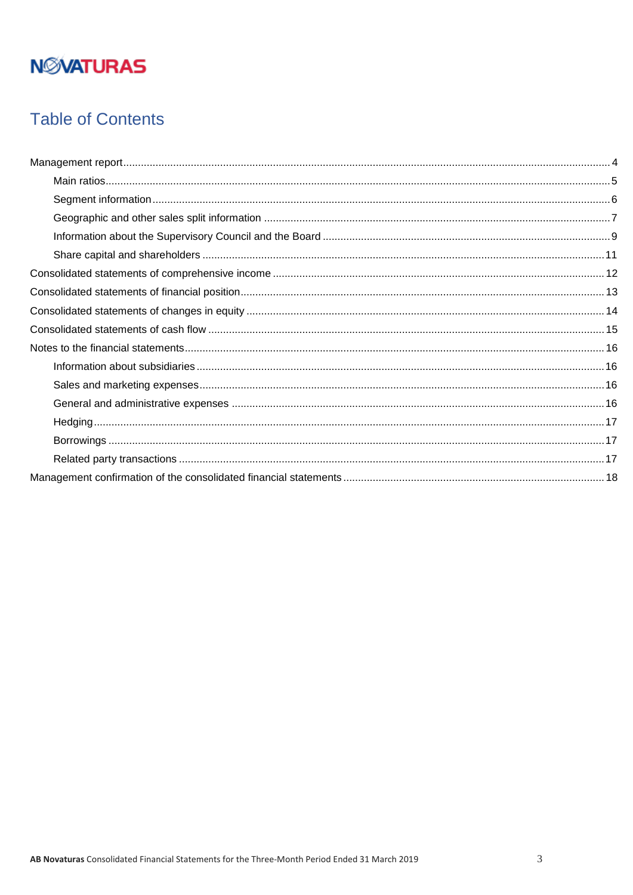NOVATURAS

# Table of Contents

- Management report ..... 4
  - Main ratios ..... 5
  - Segment information ..... 6
  - Geographic and other sales split information ..... 7
  - Information about the Supervisory Council and the Board ..... 9
  - Share capital and shareholders ..... 11
- Consolidated statements of comprehensive income ..... 12
- Consolidated statements of financial position ..... 13
- Consolidated statements of changes in equity ..... 14
- Consolidated statements of cash flow ..... 15
- Notes to the financial statements ..... 16
  - Information about subsidiaries ..... 16
  - Sales and marketing expenses ..... 16
  - General and administrative expenses ..... 16
  - Hedging ..... 17
  - Borrowings ..... 17
  - Related party transactions ..... 17
- Management confirmation of the consolidated financial statements ..... 18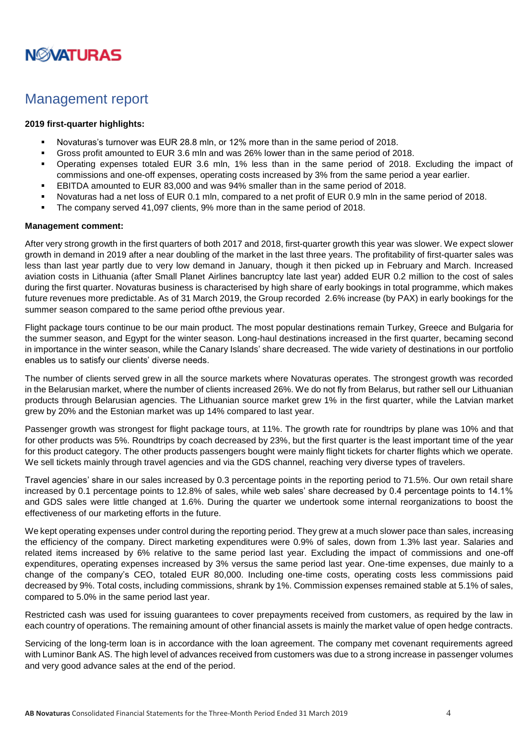# Management report

**2019 first-quarter highlights:**

- Novaturas's turnover was EUR 28.8 mln, or 12% more than in the same period of 2018.
- Gross profit amounted to EUR 3.6 mln and was 26% lower than in the same period of 2018.
- Operating expenses totaled EUR 3.6 mln, 1% less than in the same period of 2018. Excluding the impact of commissions and one-off expenses, operating costs increased by 3% from the same period a year earlier.
- EBITDA amounted to EUR 83,000 and was 94% smaller than in the same period of 2018.
- Novaturas had a net loss of EUR 0.1 mln, compared to a net profit of EUR 0.9 mln in the same period of 2018.
- The company served 41,097 clients, 9% more than in the same period of 2018.

**Management comment:**

After very strong growth in the first quarters of both 2017 and 2018, first-quarter growth this year was slower. We expect slower growth in demand in 2019 after a near doubling of the market in the last three years. The profitability of first-quarter sales was less than last year partly due to very low demand in January, though it then picked up in February and March. Increased aviation costs in Lithuania (after Small Planet Airlines bancruptcy late last year) added EUR 0.2 million to the cost of sales during the first quarter. Novaturas business is characterised by high share of early bookings in total programme, which makes future revenues more predictable. As of 31 March 2019, the Group recorded 2.6% increase (by PAX) in early bookings for the summer season compared to the same period ofthe previous year.

Flight package tours continue to be our main product. The most popular destinations remain Turkey, Greece and Bulgaria for the summer season, and Egypt for the winter season. Long-haul destinations increased in the first quarter, becaming second in importance in the winter season, while the Canary Islands' share decreased. The wide variety of destinations in our portfolio enables us to satisfy our clients' diverse needs.

The number of clients served grew in all the source markets where Novaturas operates. The strongest growth was recorded in the Belarusian market, where the number of clients increased 26%. We do not fly from Belarus, but rather sell our Lithuanian products through Belarusian agencies. The Lithuanian source market grew 1% in the first quarter, while the Latvian market grew by 20% and the Estonian market was up 14% compared to last year.

Passenger growth was strongest for flight package tours, at 11%. The growth rate for roundtrips by plane was 10% and that for other products was 5%. Roundtrips by coach decreased by 23%, but the first quarter is the least important time of the year for this product category. The other products passengers bought were mainly flight tickets for charter flights which we operate. We sell tickets mainly through travel agencies and via the GDS channel, reaching very diverse types of travelers.

Travel agencies' share in our sales increased by 0.3 percentage points in the reporting period to 71.5%. Our own retail share increased by 0.1 percentage points to 12.8% of sales, while web sales' share decreased by 0.4 percentage points to 14.1% and GDS sales were little changed at 1.6%. During the quarter we undertook some internal reorganizations to boost the effectiveness of our marketing efforts in the future.

We kept operating expenses under control during the reporting period. They grew at a much slower pace than sales, increasing the efficiency of the company. Direct marketing expenditures were 0.9% of sales, down from 1.3% last year. Salaries and related items increased by 6% relative to the same period last year. Excluding the impact of commissions and one-off expenditures, operating expenses increased by 3% versus the same period last year. One-time expenses, due mainly to a change of the company's CEO, totaled EUR 80,000. Including one-time costs, operating costs less commissions paid decreased by 9%. Total costs, including commissions, shrank by 1%. Commission expenses remained stable at 5.1% of sales, compared to 5.0% in the same period last year.

Restricted cash was used for issuing guarantees to cover prepayments received from customers, as required by the law in each country of operations. The remaining amount of other financial assets is mainly the market value of open hedge contracts.

Servicing of the long-term loan is in accordance with the loan agreement. The company met covenant requirements agreed with Luminor Bank AS. The high level of advances received from customers was due to a strong increase in passenger volumes and very good advance sales at the end of the period.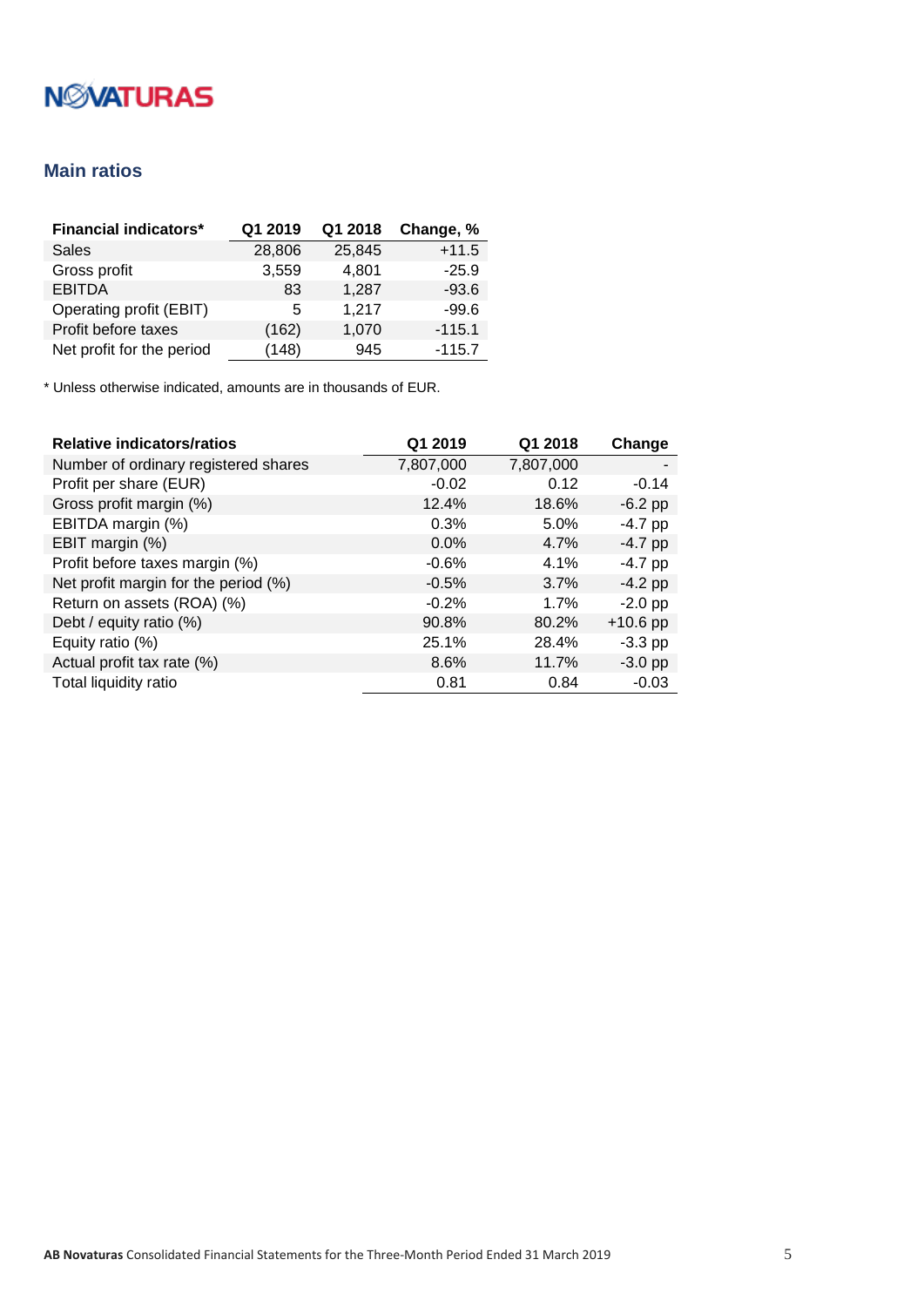## Main ratios

| Financial indicators* | Q1 2019 | Q1 2018 | Change, % |
|---|---|---|---|
| Sales | 28,806 | 25,845 | +11.5 |
| Gross profit | 3,559 | 4,801 | -25.9 |
| EBITDA | 83 | 1,287 | -93.6 |
| Operating profit (EBIT) | 5 | 1,217 | -99.6 |
| Profit before taxes | (162) | 1,070 | -115.1 |
| Net profit for the period | (148) | 945 | -115.7 |

* Unless otherwise indicated, amounts are in thousands of EUR.

| Relative indicators/ratios | Q1 2019 | Q1 2018 | Change |
|---|---|---|---|
| Number of ordinary registered shares | 7,807,000 | 7,807,000 | - |
| Profit per share (EUR) | -0.02 | 0.12 | -0.14 |
| Gross profit margin (%) | 12.4% | 18.6% | -6.2 pp |
| EBITDA margin (%) | 0.3% | 5.0% | -4.7 pp |
| EBIT margin (%) | 0.0% | 4.7% | -4.7 pp |
| Profit before taxes margin (%) | -0.6% | 4.1% | -4.7 pp |
| Net profit margin for the period (%) | -0.5% | 3.7% | -4.2 pp |
| Return on assets (ROA) (%) | -0.2% | 1.7% | -2.0 pp |
| Debt / equity ratio (%) | 90.8% | 80.2% | +10.6 pp |
| Equity ratio (%) | 25.1% | 28.4% | -3.3 pp |
| Actual profit tax rate (%) | 8.6% | 11.7% | -3.0 pp |
| Total liquidity ratio | 0.81 | 0.84 | -0.03 |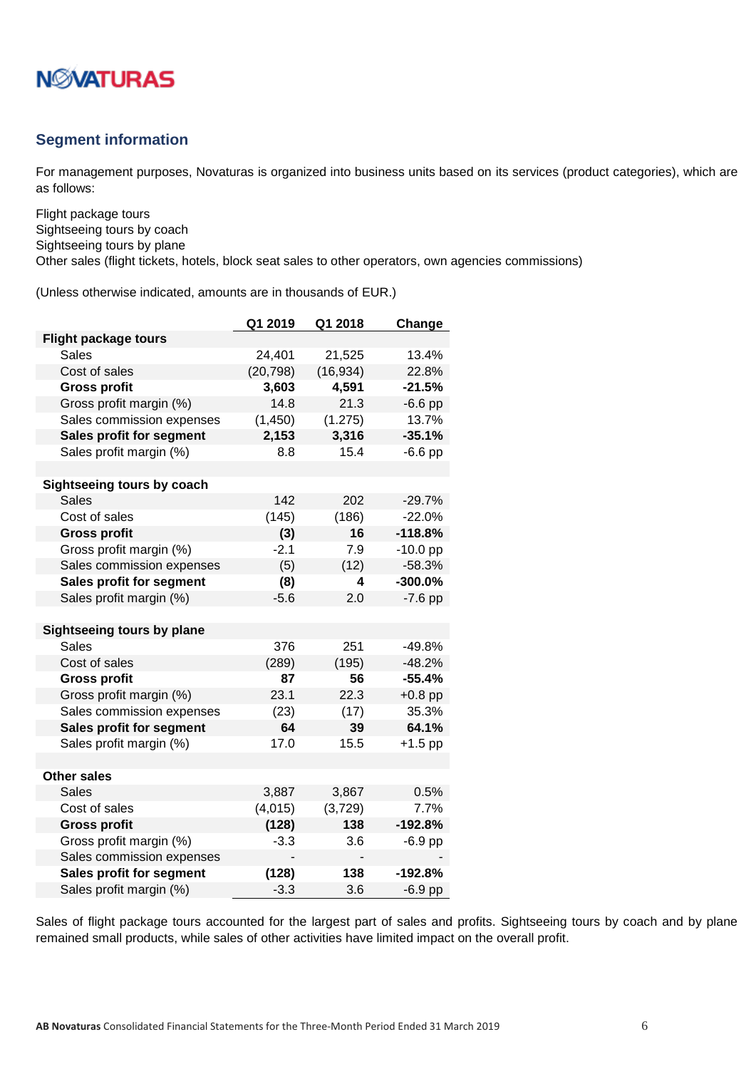## Segment information

For management purposes, Novaturas is organized into business units based on its services (product categories), which are as follows:

Flight package tours
Sightseeing tours by coach
Sightseeing tours by plane
Other sales (flight tickets, hotels, block seat sales to other operators, own agencies commissions)

(Unless otherwise indicated, amounts are in thousands of EUR.)

| | Q1 2019 | Q1 2018 | Change |
|---|---|---|---|
| **Flight package tours** | | | |
| Sales | 24,401 | 21,525 | 13.4% |
| Cost of sales | (20,798) | (16,934) | 22.8% |
| **Gross profit** | **3,603** | **4,591** | **-21.5%** |
| Gross profit margin (%) | 14.8 | 21.3 | -6.6 pp |
| Sales commission expenses | (1,450) | (1.275) | 13.7% |
| **Sales profit for segment** | **2,153** | **3,316** | **-35.1%** |
| Sales profit margin (%) | 8.8 | 15.4 | -6.6 pp |
| | | | |
| **Sightseeing tours by coach** | | | |
| Sales | 142 | 202 | -29.7% |
| Cost of sales | (145) | (186) | -22.0% |
| **Gross profit** | **(3)** | **16** | **-118.8%** |
| Gross profit margin (%) | -2.1 | 7.9 | -10.0 pp |
| Sales commission expenses | (5) | (12) | -58.3% |
| **Sales profit for segment** | **(8)** | **4** | **-300.0%** |
| Sales profit margin (%) | -5.6 | 2.0 | -7.6 pp |
| | | | |
| **Sightseeing tours by plane** | | | |
| Sales | 376 | 251 | -49.8% |
| Cost of sales | (289) | (195) | -48.2% |
| **Gross profit** | **87** | **56** | **-55.4%** |
| Gross profit margin (%) | 23.1 | 22.3 | +0.8 pp |
| Sales commission expenses | (23) | (17) | 35.3% |
| **Sales profit for segment** | **64** | **39** | **64.1%** |
| Sales profit margin (%) | 17.0 | 15.5 | +1.5 pp |
| | | | |
| **Other sales** | | | |
| Sales | 3,887 | 3,867 | 0.5% |
| Cost of sales | (4,015) | (3,729) | 7.7% |
| **Gross profit** | **(128)** | **138** | **-192.8%** |
| Gross profit margin (%) | -3.3 | 3.6 | -6.9 pp |
| Sales commission expenses | - | - | - |
| **Sales profit for segment** | **(128)** | **138** | **-192.8%** |
| Sales profit margin (%) | -3.3 | 3.6 | -6.9 pp |

Sales of flight package tours accounted for the largest part of sales and profits. Sightseeing tours by coach and by plane remained small products, while sales of other activities have limited impact on the overall profit.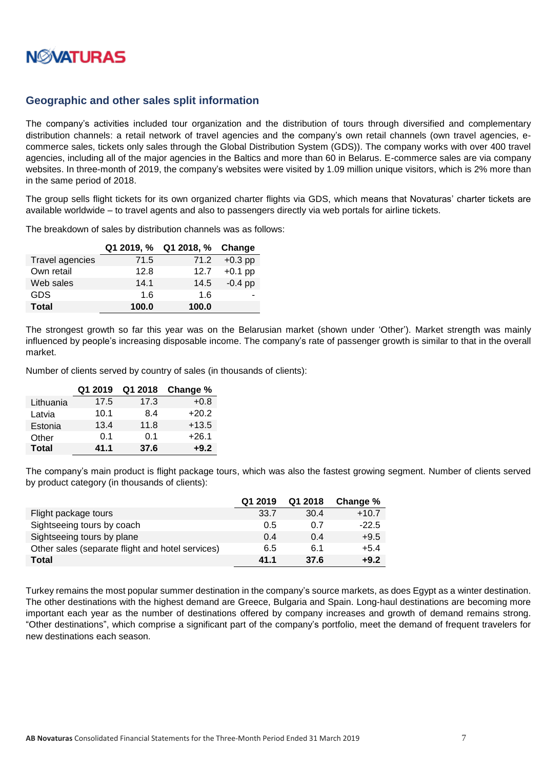## Geographic and other sales split information

The company's activities included tour organization and the distribution of tours through diversified and complementary distribution channels: a retail network of travel agencies and the company's own retail channels (own travel agencies, e-commerce sales, tickets only sales through the Global Distribution System (GDS)). The company works with over 400 travel agencies, including all of the major agencies in the Baltics and more than 60 in Belarus. E-commerce sales are via company websites. In three-month of 2019, the company's websites were visited by 1.09 million unique visitors, which is 2% more than in the same period of 2018.

The group sells flight tickets for its own organized charter flights via GDS, which means that Novaturas' charter tickets are available worldwide – to travel agents and also to passengers directly via web portals for airline tickets.

The breakdown of sales by distribution channels was as follows:

| | Q1 2019, % | Q1 2018, % | Change |
|---|---|---|---|
| Travel agencies | 71.5 | 71.2 | +0.3 pp |
| Own retail | 12.8 | 12.7 | +0.1 pp |
| Web sales | 14.1 | 14.5 | -0.4 pp |
| GDS | 1.6 | 1.6 | - |
| **Total** | **100.0** | **100.0** | |

The strongest growth so far this year was on the Belarusian market (shown under 'Other'). Market strength was mainly influenced by people's increasing disposable income. The company's rate of passenger growth is similar to that in the overall market.

Number of clients served by country of sales (in thousands of clients):

| | Q1 2019 | Q1 2018 | Change % |
|---|---|---|---|
| Lithuania | 17.5 | 17.3 | +0.8 |
| Latvia | 10.1 | 8.4 | +20.2 |
| Estonia | 13.4 | 11.8 | +13.5 |
| Other | 0.1 | 0.1 | +26.1 |
| **Total** | **41.1** | **37.6** | **+9.2** |

The company's main product is flight package tours, which was also the fastest growing segment. Number of clients served by product category (in thousands of clients):

| | Q1 2019 | Q1 2018 | Change % |
|---|---|---|---|
| Flight package tours | 33.7 | 30.4 | +10.7 |
| Sightseeing tours by coach | 0.5 | 0.7 | -22.5 |
| Sightseeing tours by plane | 0.4 | 0.4 | +9.5 |
| Other sales (separate flight and hotel services) | 6.5 | 6.1 | +5.4 |
| **Total** | **41.1** | **37.6** | **+9.2** |

Turkey remains the most popular summer destination in the company's source markets, as does Egypt as a winter destination. The other destinations with the highest demand are Greece, Bulgaria and Spain. Long-haul destinations are becoming more important each year as the number of destinations offered by company increases and growth of demand remains strong. "Other destinations", which comprise a significant part of the company's portfolio, meet the demand of frequent travelers for new destinations each season.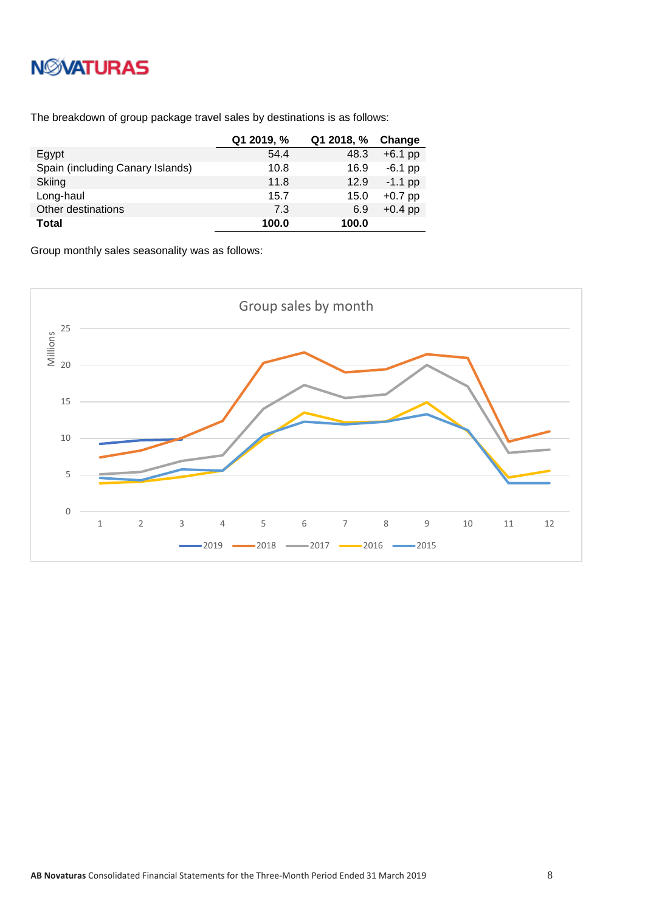The breakdown of group package travel sales by destinations is as follows:

| | Q1 2019, % | Q1 2018, % | Change |
|---|---|---|---|
| Egypt | 54.4 | 48.3 | +6.1 pp |
| Spain (including Canary Islands) | 10.8 | 16.9 | -6.1 pp |
| Skiing | 11.8 | 12.9 | -1.1 pp |
| Long-haul | 15.7 | 15.0 | +0.7 pp |
| Other destinations | 7.3 | 6.9 | +0.4 pp |
| **Total** | **100.0** | **100.0** | |

Group monthly sales seasonality was as follows: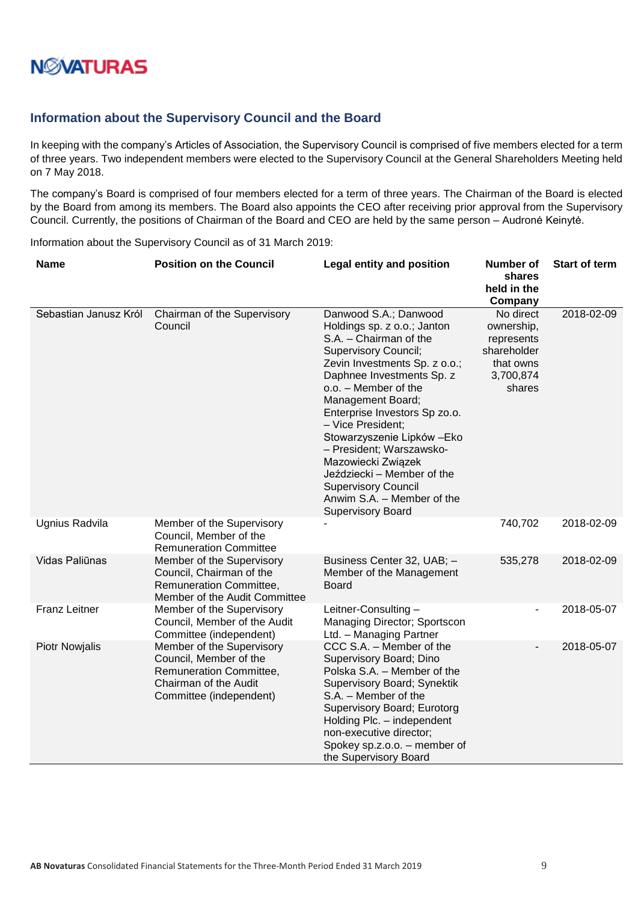## Information about the Supervisory Council and the Board

In keeping with the company's Articles of Association, the Supervisory Council is comprised of five members elected for a term of three years. Two independent members were elected to the Supervisory Council at the General Shareholders Meeting held on 7 May 2018.

The company's Board is comprised of four members elected for a term of three years. The Chairman of the Board is elected by the Board from among its members. The Board also appoints the CEO after receiving prior approval from the Supervisory Council. Currently, the positions of Chairman of the Board and CEO are held by the same person – Audronė Keinytė.

Information about the Supervisory Council as of 31 March 2019:

| Name | Position on the Council | Legal entity and position | Number of shares held in the Company | Start of term |
|---|---|---|---|---|
| Sebastian Janusz Król | Chairman of the Supervisory Council | Danwood S.A.; Danwood Holdings sp. z o.o.; Janton S.A. – Chairman of the Supervisory Council; Zevin Investments Sp. z o.o.; Daphnee Investments Sp. z o.o. – Member of the Management Board; Enterprise Investors Sp zo.o. – Vice President; Stowarzyszenie Lipków –Eko – President; Warszawsko-Mazowiecki Związek Jeździecki – Member of the Supervisory Council Anwim S.A. – Member of the Supervisory Board | No direct ownership, represents shareholder that owns 3,700,874 shares | 2018-02-09 |
| Ugnius Radvila | Member of the Supervisory Council, Member of the Remuneration Committee | - | 740,702 | 2018-02-09 |
| Vidas Paliūnas | Member of the Supervisory Council, Chairman of the Remuneration Committee, Member of the Audit Committee | Business Center 32, UAB; – Member of the Management Board | 535,278 | 2018-02-09 |
| Franz Leitner | Member of the Supervisory Council, Member of the Audit Committee (independent) | Leitner-Consulting – Managing Director; Sportscon Ltd. – Managing Partner | - | 2018-05-07 |
| Piotr Nowjalis | Member of the Supervisory Council, Member of the Remuneration Committee, Chairman of the Audit Committee (independent) | CCC S.A. – Member of the Supervisory Board; Dino Polska S.A. – Member of the Supervisory Board; Synektik S.A. – Member of the Supervisory Board; Eurotorg Holding Plc. – independent non-executive director; Spokey sp.z.o.o. – member of the Supervisory Board | - | 2018-05-07 |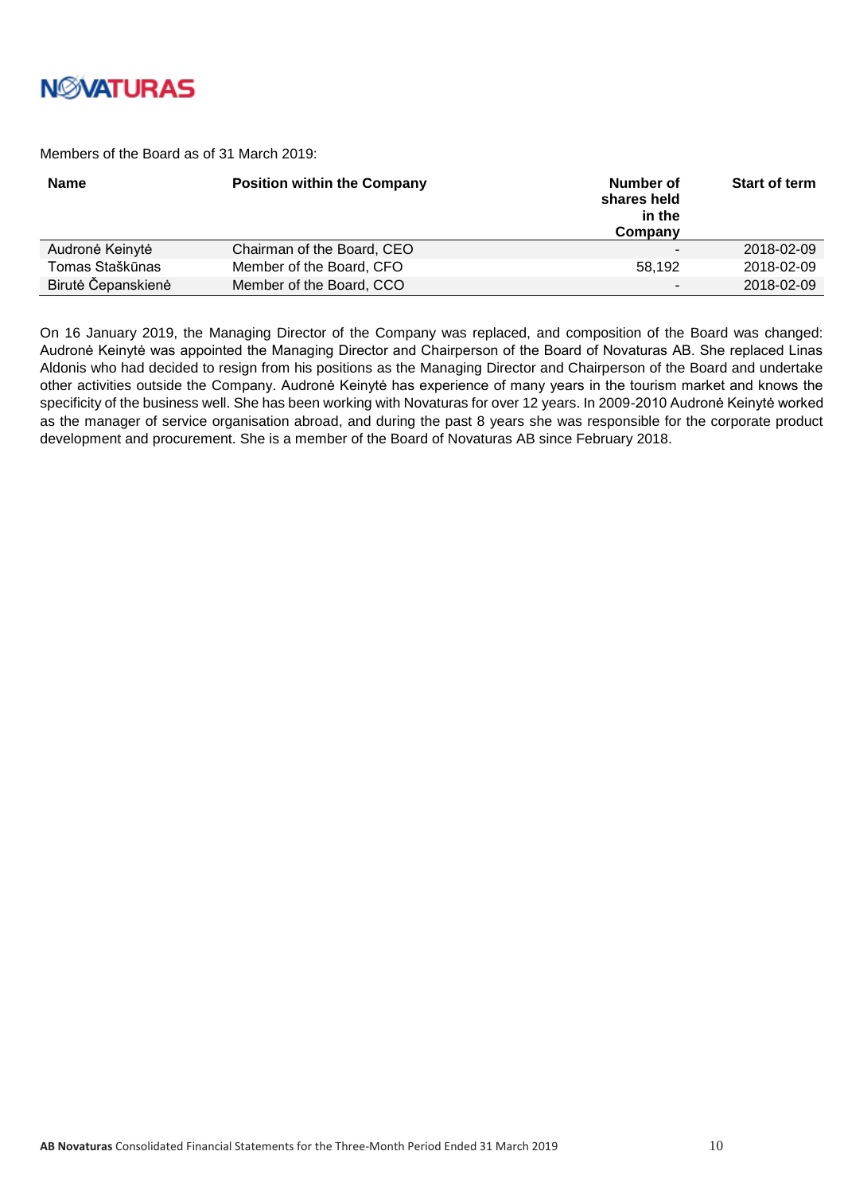Members of the Board as of 31 March 2019:

| Name | Position within the Company | Number of shares held in the Company | Start of term |
|---|---|---|---|
| Audronė Keinytė | Chairman of the Board, CEO | - | 2018-02-09 |
| Tomas Staškūnas | Member of the Board, CFO | 58,192 | 2018-02-09 |
| Birutė Čepanskienė | Member of the Board, CCO | - | 2018-02-09 |

On 16 January 2019, the Managing Director of the Company was replaced, and composition of the Board was changed: Audronė Keinytė was appointed the Managing Director and Chairperson of the Board of Novaturas AB. She replaced Linas Aldonis who had decided to resign from his positions as the Managing Director and Chairperson of the Board and undertake other activities outside the Company. Audronė Keinytė has experience of many years in the tourism market and knows the specificity of the business well. She has been working with Novaturas for over 12 years. In 2009-2010 Audronė Keinytė worked as the manager of service organisation abroad, and during the past 8 years she was responsible for the corporate product development and procurement. She is a member of the Board of Novaturas AB since February 2018.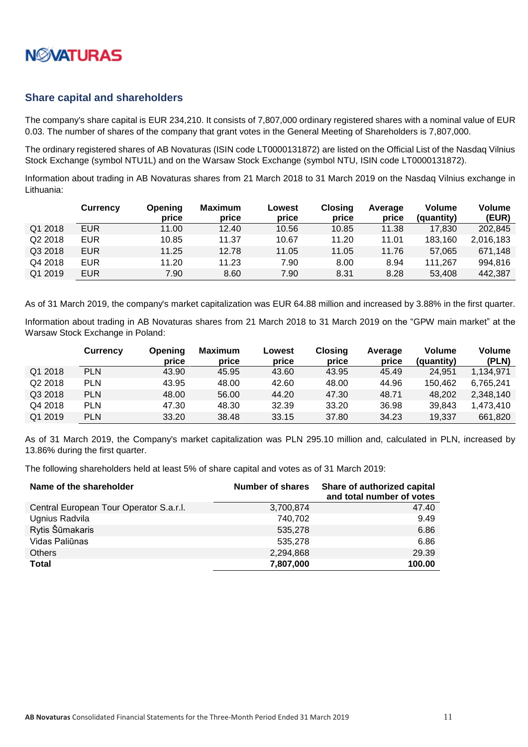## Share capital and shareholders

The company's share capital is EUR 234,210. It consists of 7,807,000 ordinary registered shares with a nominal value of EUR 0.03. The number of shares of the company that grant votes in the General Meeting of Shareholders is 7,807,000.

The ordinary registered shares of AB Novaturas (ISIN code LT0000131872) are listed on the Official List of the Nasdaq Vilnius Stock Exchange (symbol NTU1L) and on the Warsaw Stock Exchange (symbol NTU, ISIN code LT0000131872).

Information about trading in AB Novaturas shares from 21 March 2018 to 31 March 2019 on the Nasdaq Vilnius exchange in Lithuania:

| | Currency | Opening price | Maximum price | Lowest price | Closing price | Average price | Volume (quantity) | Volume (EUR) |
|---|---|---|---|---|---|---|---|---|
| Q1 2018 | EUR | 11.00 | 12.40 | 10.56 | 10.85 | 11.38 | 17,830 | 202,845 |
| Q2 2018 | EUR | 10.85 | 11.37 | 10.67 | 11.20 | 11.01 | 183,160 | 2,016,183 |
| Q3 2018 | EUR | 11.25 | 12.78 | 11.05 | 11.05 | 11.76 | 57,065 | 671,148 |
| Q4 2018 | EUR | 11.20 | 11.23 | 7.90 | 8.00 | 8.94 | 111,267 | 994,816 |
| Q1 2019 | EUR | 7.90 | 8.60 | 7.90 | 8.31 | 8.28 | 53,408 | 442,387 |

As of 31 March 2019, the company's market capitalization was EUR 64.88 million and increased by 3.88% in the first quarter.

Information about trading in AB Novaturas shares from 21 March 2018 to 31 March 2019 on the "GPW main market" at the Warsaw Stock Exchange in Poland:

| | Currency | Opening price | Maximum price | Lowest price | Closing price | Average price | Volume (quantity) | Volume (PLN) |
|---|---|---|---|---|---|---|---|---|
| Q1 2018 | PLN | 43.90 | 45.95 | 43.60 | 43.95 | 45.49 | 24,951 | 1,134,971 |
| Q2 2018 | PLN | 43.95 | 48.00 | 42.60 | 48.00 | 44.96 | 150,462 | 6,765,241 |
| Q3 2018 | PLN | 48.00 | 56.00 | 44.20 | 47.30 | 48.71 | 48,202 | 2,348,140 |
| Q4 2018 | PLN | 47.30 | 48.30 | 32.39 | 33.20 | 36.98 | 39,843 | 1,473,410 |
| Q1 2019 | PLN | 33.20 | 38.48 | 33.15 | 37.80 | 34.23 | 19,337 | 661,820 |

As of 31 March 2019, the Company's market capitalization was PLN 295.10 million and, calculated in PLN, increased by 13.86% during the first quarter.

The following shareholders held at least 5% of share capital and votes as of 31 March 2019:

| Name of the shareholder | Number of shares | Share of authorized capital and total number of votes |
|---|---|---|
| Central European Tour Operator S.a.r.l. | 3,700,874 | 47.40 |
| Ugnius Radvila | 740,702 | 9.49 |
| Rytis Šūmakaris | 535,278 | 6.86 |
| Vidas Paliūnas | 535,278 | 6.86 |
| Others | 2,294,868 | 29.39 |
| **Total** | **7,807,000** | **100.00** |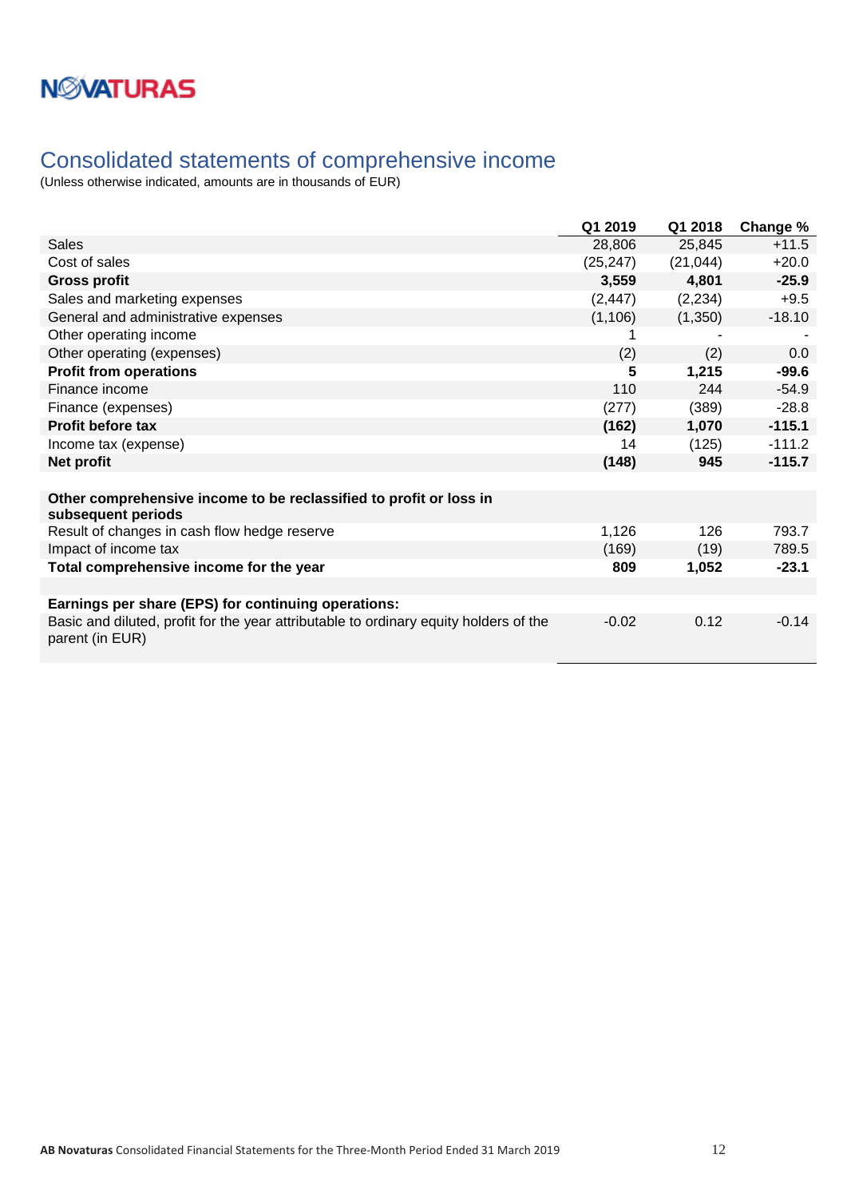# Consolidated statements of comprehensive income

(Unless otherwise indicated, amounts are in thousands of EUR)

| | Q1 2019 | Q1 2018 | Change % |
|---|---|---|---|
| Sales | 28,806 | 25,845 | +11.5 |
| Cost of sales | (25,247) | (21,044) | +20.0 |
| **Gross profit** | **3,559** | **4,801** | **-25.9** |
| Sales and marketing expenses | (2,447) | (2,234) | +9.5 |
| General and administrative expenses | (1,106) | (1,350) | -18.10 |
| Other operating income | 1 | - | - |
| Other operating (expenses) | (2) | (2) | 0.0 |
| **Profit from operations** | **5** | **1,215** | **-99.6** |
| Finance income | 110 | 244 | -54.9 |
| Finance (expenses) | (277) | (389) | -28.8 |
| **Profit before tax** | **(162)** | **1,070** | **-115.1** |
| Income tax (expense) | 14 | (125) | -111.2 |
| **Net profit** | **(148)** | **945** | **-115.7** |
| | | | |
| **Other comprehensive income to be reclassified to profit or loss in subsequent periods** | | | |
| Result of changes in cash flow hedge reserve | 1,126 | 126 | 793.7 |
| Impact of income tax | (169) | (19) | 789.5 |
| **Total comprehensive income for the year** | **809** | **1,052** | **-23.1** |
| | | | |
| **Earnings per share (EPS) for continuing operations:** | | | |
| Basic and diluted, profit for the year attributable to ordinary equity holders of the parent (in EUR) | -0.02 | 0.12 | -0.14 |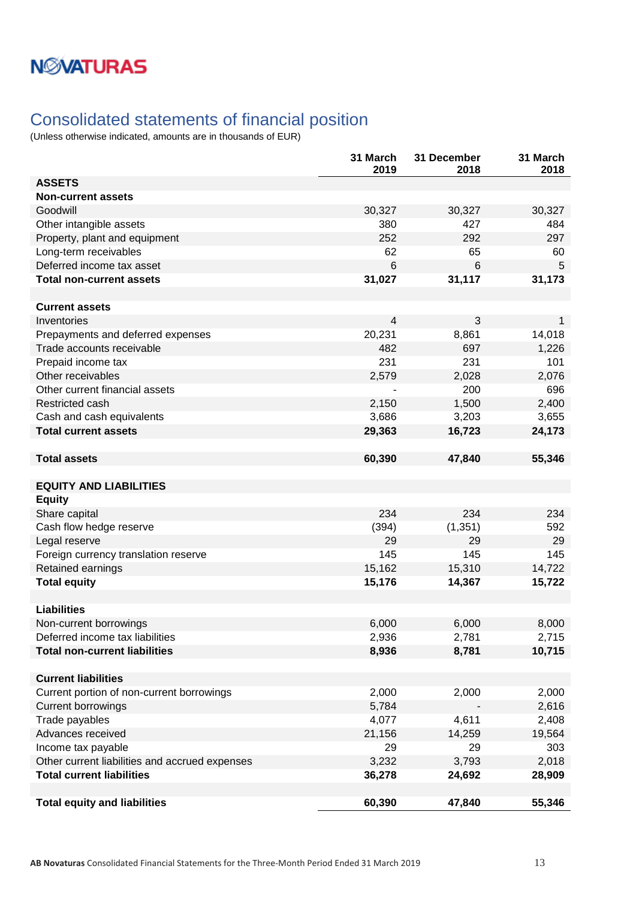## Consolidated statements of financial position

(Unless otherwise indicated, amounts are in thousands of EUR)

| | 31 March 2019 | 31 December 2018 | 31 March 2018 |
|---|---|---|---|
| **ASSETS** | | | |
| **Non-current assets** | | | |
| Goodwill | 30,327 | 30,327 | 30,327 |
| Other intangible assets | 380 | 427 | 484 |
| Property, plant and equipment | 252 | 292 | 297 |
| Long-term receivables | 62 | 65 | 60 |
| Deferred income tax asset | 6 | 6 | 5 |
| **Total non-current assets** | **31,027** | **31,117** | **31,173** |
| | | | |
| **Current assets** | | | |
| Inventories | 4 | 3 | 1 |
| Prepayments and deferred expenses | 20,231 | 8,861 | 14,018 |
| Trade accounts receivable | 482 | 697 | 1,226 |
| Prepaid income tax | 231 | 231 | 101 |
| Other receivables | 2,579 | 2,028 | 2,076 |
| Other current financial assets | - | 200 | 696 |
| Restricted cash | 2,150 | 1,500 | 2,400 |
| Cash and cash equivalents | 3,686 | 3,203 | 3,655 |
| **Total current assets** | **29,363** | **16,723** | **24,173** |
| | | | |
| **Total assets** | **60,390** | **47,840** | **55,346** |
| | | | |
| **EQUITY AND LIABILITIES** | | | |
| **Equity** | | | |
| Share capital | 234 | 234 | 234 |
| Cash flow hedge reserve | (394) | (1,351) | 592 |
| Legal reserve | 29 | 29 | 29 |
| Foreign currency translation reserve | 145 | 145 | 145 |
| Retained earnings | 15,162 | 15,310 | 14,722 |
| **Total equity** | **15,176** | **14,367** | **15,722** |
| | | | |
| **Liabilities** | | | |
| Non-current borrowings | 6,000 | 6,000 | 8,000 |
| Deferred income tax liabilities | 2,936 | 2,781 | 2,715 |
| **Total non-current liabilities** | **8,936** | **8,781** | **10,715** |
| | | | |
| **Current liabilities** | | | |
| Current portion of non-current borrowings | 2,000 | 2,000 | 2,000 |
| Current borrowings | 5,784 | - | 2,616 |
| Trade payables | 4,077 | 4,611 | 2,408 |
| Advances received | 21,156 | 14,259 | 19,564 |
| Income tax payable | 29 | 29 | 303 |
| Other current liabilities and accrued expenses | 3,232 | 3,793 | 2,018 |
| **Total current liabilities** | **36,278** | **24,692** | **28,909** |
| | | | |
| **Total equity and liabilities** | **60,390** | **47,840** | **55,346** |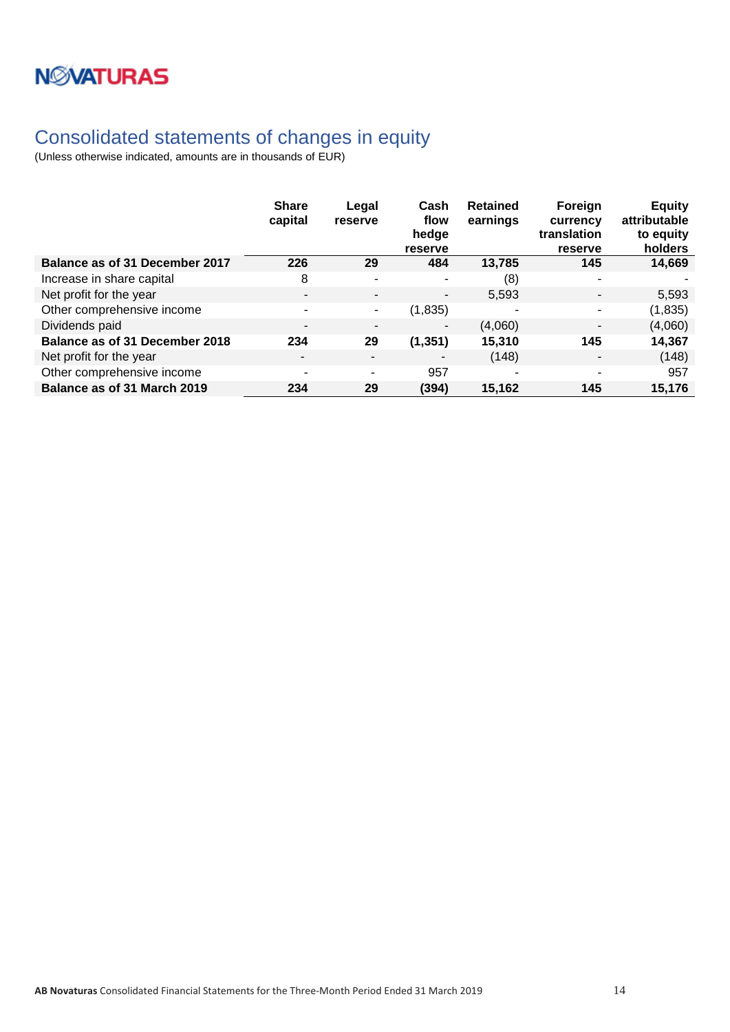# Consolidated statements of changes in equity

(Unless otherwise indicated, amounts are in thousands of EUR)

| | Share capital | Legal reserve | Cash flow hedge reserve | Retained earnings | Foreign currency translation reserve | Equity attributable to equity holders |
|---|---|---|---|---|---|---|
| **Balance as of 31 December 2017** | **226** | **29** | **484** | **13,785** | **145** | **14,669** |
| Increase in share capital | 8 | - | - | (8) | - | - |
| Net profit for the year | - | - | - | 5,593 | - | 5,593 |
| Other comprehensive income | - | - | (1,835) | - | - | (1,835) |
| Dividends paid | - | - | - | (4,060) | - | (4,060) |
| **Balance as of 31 December 2018** | **234** | **29** | **(1,351)** | **15,310** | **145** | **14,367** |
| Net profit for the year | - | - | - | (148) | - | (148) |
| Other comprehensive income | - | - | 957 | - | - | 957 |
| **Balance as of 31 March 2019** | **234** | **29** | **(394)** | **15,162** | **145** | **15,176** |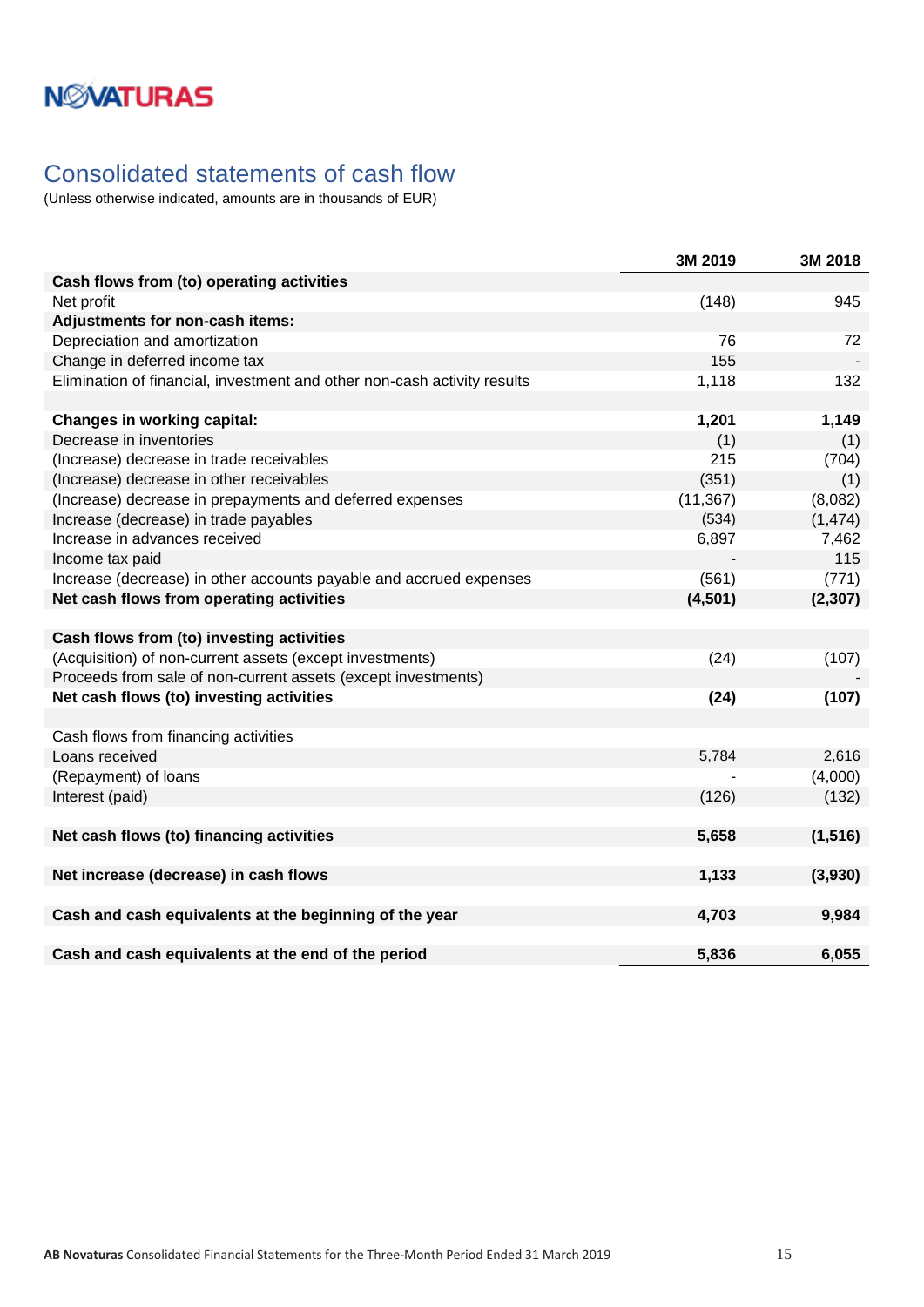# Consolidated statements of cash flow

(Unless otherwise indicated, amounts are in thousands of EUR)

| | 3M 2019 | 3M 2018 |
|---|---|---|
| **Cash flows from (to) operating activities** | | |
| Net profit | (148) | 945 |
| **Adjustments for non-cash items:** | | |
| Depreciation and amortization | 76 | 72 |
| Change in deferred income tax | 155 | - |
| Elimination of financial, investment and other non-cash activity results | 1,118 | 132 |
| | | |
| **Changes in working capital:** | **1,201** | **1,149** |
| Decrease in inventories | (1) | (1) |
| (Increase) decrease in trade receivables | 215 | (704) |
| (Increase) decrease in other receivables | (351) | (1) |
| (Increase) decrease in prepayments and deferred expenses | (11,367) | (8,082) |
| Increase (decrease) in trade payables | (534) | (1,474) |
| Increase in advances received | 6,897 | 7,462 |
| Income tax paid | - | 115 |
| Increase (decrease) in other accounts payable and accrued expenses | (561) | (771) |
| **Net cash flows from operating activities** | **(4,501)** | **(2,307)** |
| | | |
| **Cash flows from (to) investing activities** | | |
| (Acquisition) of non-current assets (except investments) | (24) | (107) |
| Proceeds from sale of non-current assets (except investments) | | - |
| **Net cash flows (to) investing activities** | **(24)** | **(107)** |
| | | |
| Cash flows from financing activities | | |
| Loans received | 5,784 | 2,616 |
| (Repayment) of loans | - | (4,000) |
| Interest (paid) | (126) | (132) |
| | | |
| **Net cash flows (to) financing activities** | **5,658** | **(1,516)** |
| | | |
| **Net increase (decrease) in cash flows** | **1,133** | **(3,930)** |
| | | |
| **Cash and cash equivalents at the beginning of the year** | **4,703** | **9,984** |
| | | |
| **Cash and cash equivalents at the end of the period** | **5,836** | **6,055** |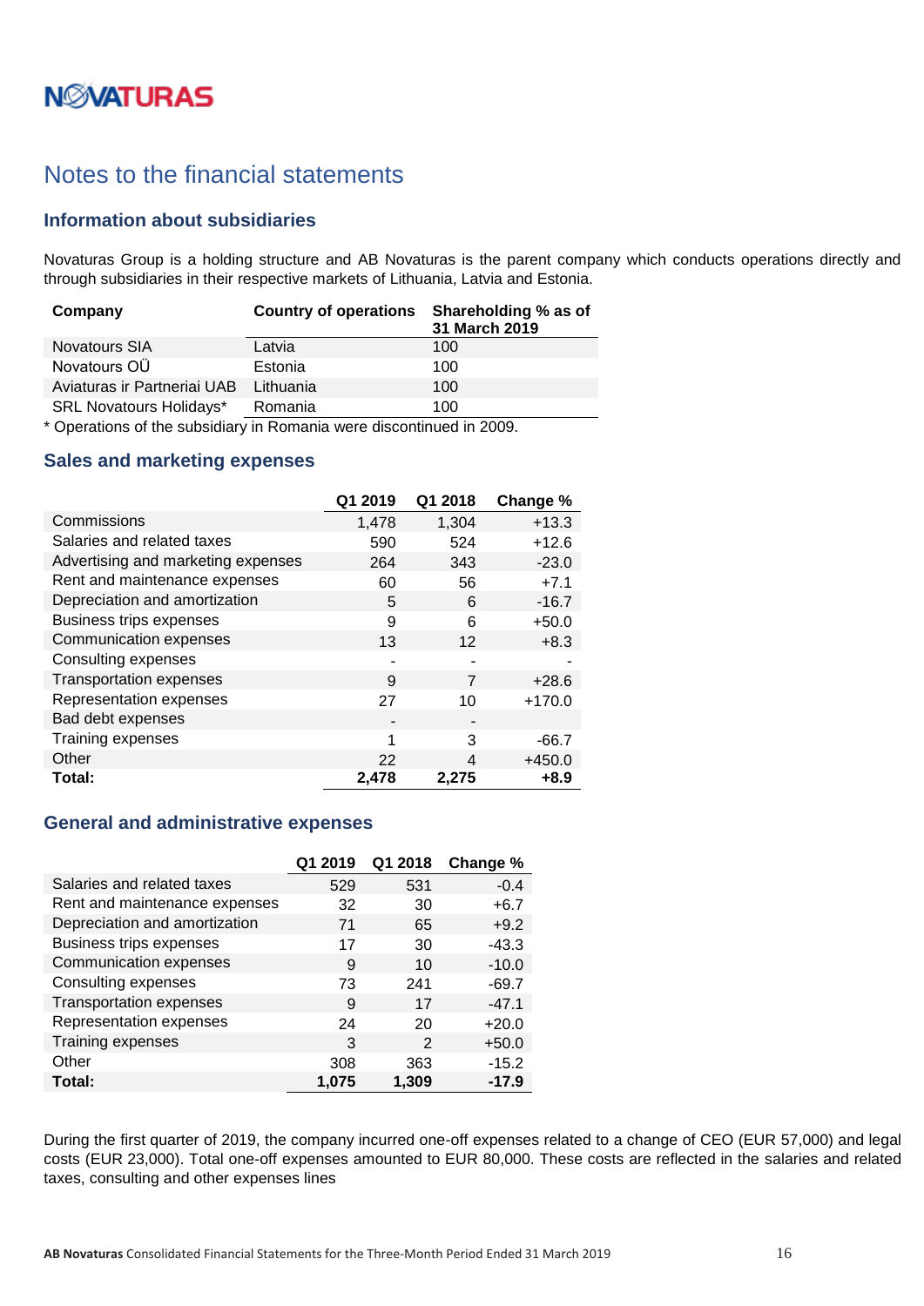# Notes to the financial statements

## Information about subsidiaries

Novaturas Group is a holding structure and AB Novaturas is the parent company which conducts operations directly and through subsidiaries in their respective markets of Lithuania, Latvia and Estonia.

| Company | Country of operations | Shareholding % as of 31 March 2019 |
|---|---|---|
| Novatours SIA | Latvia | 100 |
| Novatours OÜ | Estonia | 100 |
| Aviaturas ir Partneriai UAB | Lithuania | 100 |
| SRL Novatours Holidays* | Romania | 100 |

\* Operations of the subsidiary in Romania were discontinued in 2009.

## Sales and marketing expenses

| | Q1 2019 | Q1 2018 | Change % |
|---|---|---|---|
| Commissions | 1,478 | 1,304 | +13.3 |
| Salaries and related taxes | 590 | 524 | +12.6 |
| Advertising and marketing expenses | 264 | 343 | -23.0 |
| Rent and maintenance expenses | 60 | 56 | +7.1 |
| Depreciation and amortization | 5 | 6 | -16.7 |
| Business trips expenses | 9 | 6 | +50.0 |
| Communication expenses | 13 | 12 | +8.3 |
| Consulting expenses | - | - | - |
| Transportation expenses | 9 | 7 | +28.6 |
| Representation expenses | 27 | 10 | +170.0 |
| Bad debt expenses | - | - | |
| Training expenses | 1 | 3 | -66.7 |
| Other | 22 | 4 | +450.0 |
| **Total:** | **2,478** | **2,275** | **+8.9** |

## General and administrative expenses

| | Q1 2019 | Q1 2018 | Change % |
|---|---|---|---|
| Salaries and related taxes | 529 | 531 | -0.4 |
| Rent and maintenance expenses | 32 | 30 | +6.7 |
| Depreciation and amortization | 71 | 65 | +9.2 |
| Business trips expenses | 17 | 30 | -43.3 |
| Communication expenses | 9 | 10 | -10.0 |
| Consulting expenses | 73 | 241 | -69.7 |
| Transportation expenses | 9 | 17 | -47.1 |
| Representation expenses | 24 | 20 | +20.0 |
| Training expenses | 3 | 2 | +50.0 |
| Other | 308 | 363 | -15.2 |
| **Total:** | **1,075** | **1,309** | **-17.9** |

During the first quarter of 2019, the company incurred one-off expenses related to a change of CEO (EUR 57,000) and legal costs (EUR 23,000). Total one-off expenses amounted to EUR 80,000. These costs are reflected in the salaries and related taxes, consulting and other expenses lines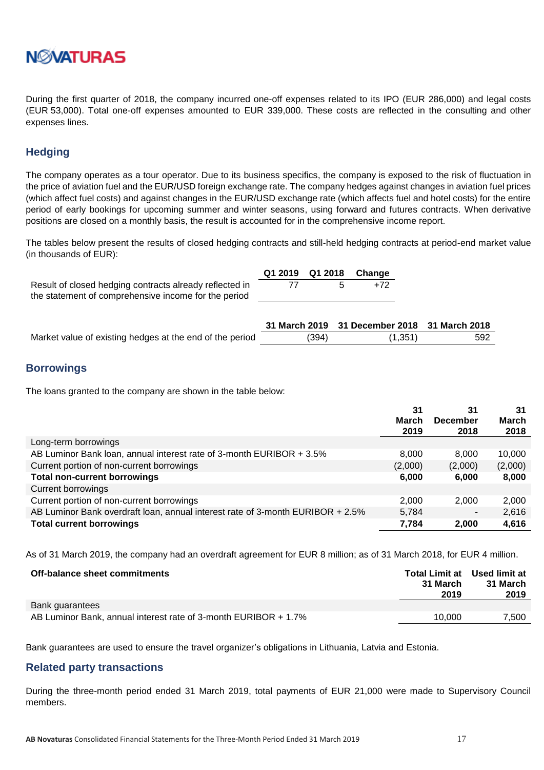During the first quarter of 2018, the company incurred one-off expenses related to its IPO (EUR 286,000) and legal costs (EUR 53,000). Total one-off expenses amounted to EUR 339,000. These costs are reflected in the consulting and other expenses lines.

## Hedging

The company operates as a tour operator. Due to its business specifics, the company is exposed to the risk of fluctuation in the price of aviation fuel and the EUR/USD foreign exchange rate. The company hedges against changes in aviation fuel prices (which affect fuel costs) and against changes in the EUR/USD exchange rate (which affects fuel and hotel costs) for the entire period of early bookings for upcoming summer and winter seasons, using forward and futures contracts. When derivative positions are closed on a monthly basis, the result is accounted for in the comprehensive income report.

The tables below present the results of closed hedging contracts and still-held hedging contracts at period-end market value (in thousands of EUR):

| | Q1 2019 | Q1 2018 | Change |
|---|---|---|---|
| Result of closed hedging contracts already reflected in the statement of comprehensive income for the period | 77 | 5 | +72 |

| | 31 March 2019 | 31 December 2018 | 31 March 2018 |
|---|---|---|---|
| Market value of existing hedges at the end of the period | (394) | (1,351) | 592 |

## Borrowings

The loans granted to the company are shown in the table below:

| | 31 March 2019 | 31 December 2018 | 31 March 2018 |
|---|---|---|---|
| Long-term borrowings | | | |
| AB Luminor Bank loan, annual interest rate of 3-month EURIBOR + 3.5% | 8,000 | 8,000 | 10,000 |
| Current portion of non-current borrowings | (2,000) | (2,000) | (2,000) |
| **Total non-current borrowings** | **6,000** | **6,000** | **8,000** |
| Current borrowings | | | |
| Current portion of non-current borrowings | 2,000 | 2,000 | 2,000 |
| AB Luminor Bank overdraft loan, annual interest rate of 3-month EURIBOR + 2.5% | 5,784 | - | 2,616 |
| **Total current borrowings** | **7,784** | **2,000** | **4,616** |

As of 31 March 2019, the company had an overdraft agreement for EUR 8 million; as of 31 March 2018, for EUR 4 million.

| **Off-balance sheet commitments** | Total Limit at 31 March 2019 | Used limit at 31 March 2019 |
|---|---|---|
| Bank guarantees | | |
| AB Luminor Bank, annual interest rate of 3-month EURIBOR + 1.7% | 10,000 | 7,500 |

Bank guarantees are used to ensure the travel organizer's obligations in Lithuania, Latvia and Estonia.

## Related party transactions

During the three-month period ended 31 March 2019, total payments of EUR 21,000 were made to Supervisory Council members.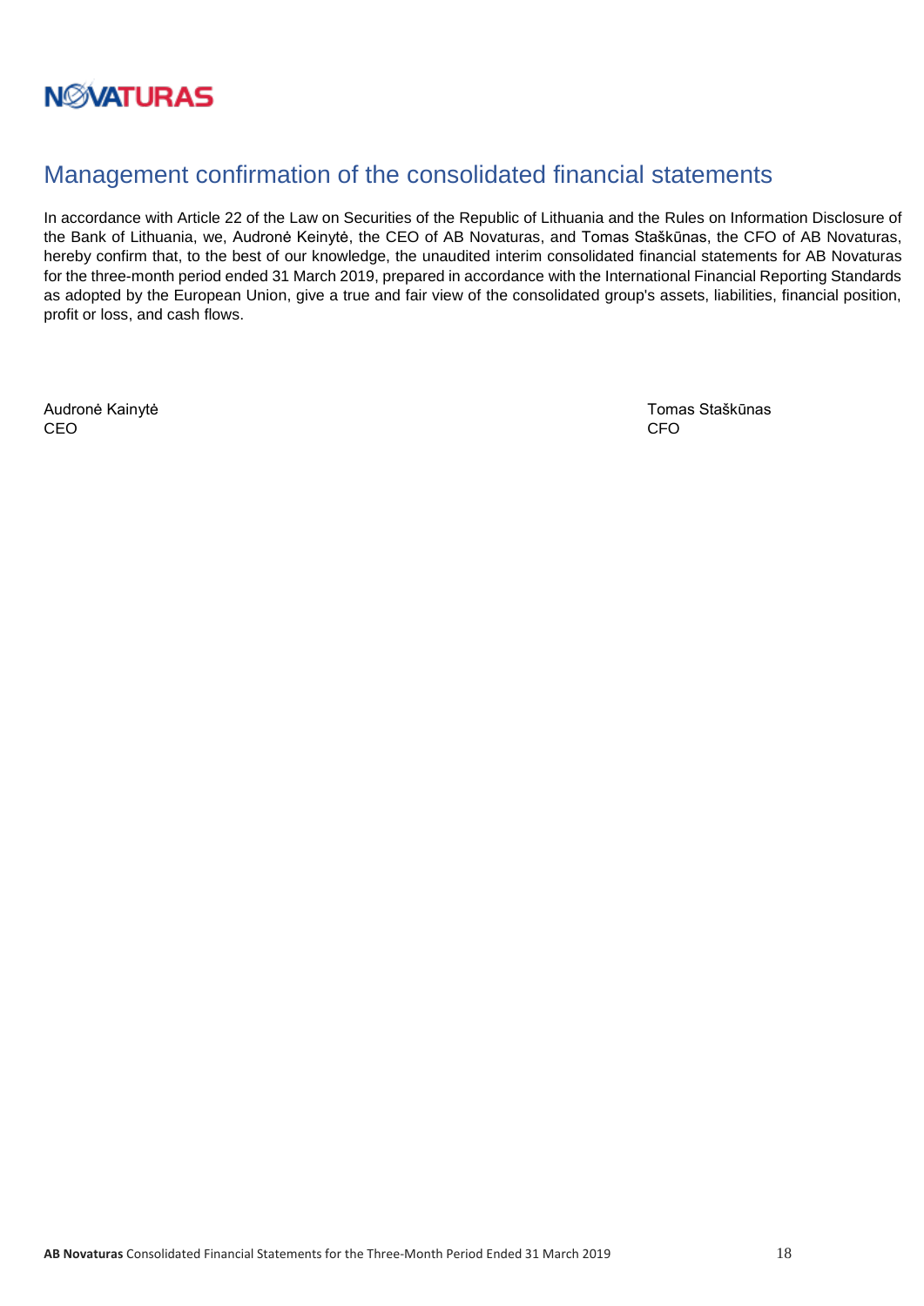# Management confirmation of the consolidated financial statements

In accordance with Article 22 of the Law on Securities of the Republic of Lithuania and the Rules on Information Disclosure of the Bank of Lithuania, we, Audronė Keinytė, the CEO of AB Novaturas, and Tomas Staškūnas, the CFO of AB Novaturas, hereby confirm that, to the best of our knowledge, the unaudited interim consolidated financial statements for AB Novaturas for the three-month period ended 31 March 2019, prepared in accordance with the International Financial Reporting Standards as adopted by the European Union, give a true and fair view of the consolidated group's assets, liabilities, financial position, profit or loss, and cash flows.

Audronė Kainytė
CEO

Tomas Staškūnas
CFO